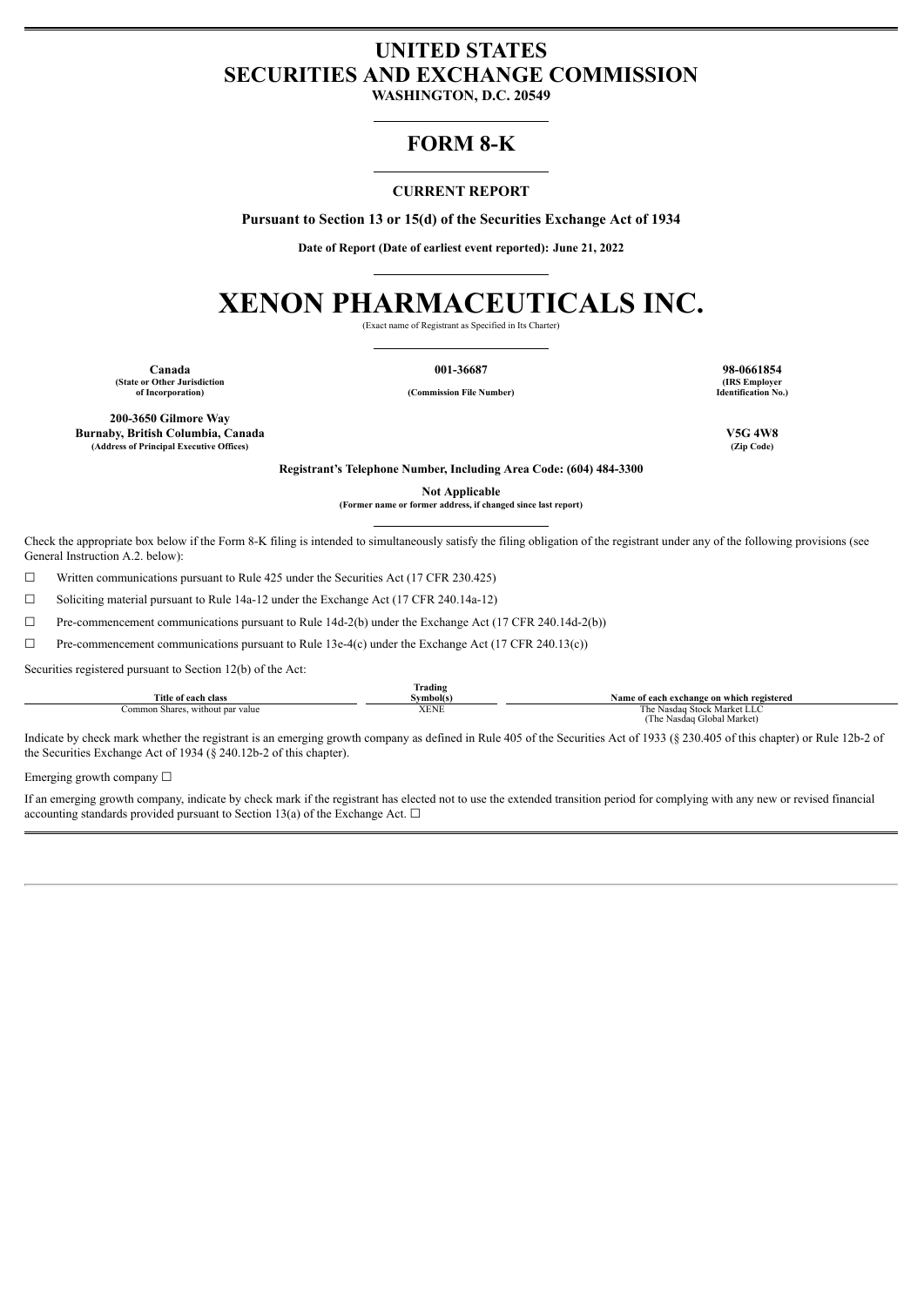# UNITED STATES
# SECURITIES AND EXCHANGE COMMISSION

**WASHINGTON, D.C. 20549**

## FORM 8-K

**CURRENT REPORT**

**Pursuant to Section 13 or 15(d) of the Securities Exchange Act of 1934**

**Date of Report (Date of earliest event reported): June 21, 2022**

# XENON PHARMACEUTICALS INC.

(Exact name of Registrant as Specified in Its Charter)

| **Canada** | **001-36687** | **98-0661854** |
|---|---|---|
| **(State or Other Jurisdiction of Incorporation)** | **(Commission File Number)** | **(IRS Employer Identification No.)** |

| **200-3650 Gilmore Way Burnaby, British Columbia, Canada** | **V5G 4W8** |
|---|---|
| **(Address of Principal Executive Offices)** | **(Zip Code)** |

**Registrant's Telephone Number, Including Area Code: (604) 484-3300**

**Not Applicable**
**(Former name or former address, if changed since last report)**

Check the appropriate box below if the Form 8-K filing is intended to simultaneously satisfy the filing obligation of the registrant under any of the following provisions (see General Instruction A.2. below):

☐ Written communications pursuant to Rule 425 under the Securities Act (17 CFR 230.425)

☐ Soliciting material pursuant to Rule 14a-12 under the Exchange Act (17 CFR 240.14a-12)

☐ Pre-commencement communications pursuant to Rule 14d-2(b) under the Exchange Act (17 CFR 240.14d-2(b))

☐ Pre-commencement communications pursuant to Rule 13e-4(c) under the Exchange Act (17 CFR 240.13(c))

Securities registered pursuant to Section 12(b) of the Act:

| Title of each class | Trading Symbol(s) | Name of each exchange on which registered |
|---|---|---|
| Common Shares, without par value | XENE | The Nasdaq Stock Market LLC (The Nasdaq Global Market) |

Indicate by check mark whether the registrant is an emerging growth company as defined in Rule 405 of the Securities Act of 1933 (§ 230.405 of this chapter) or Rule 12b-2 of the Securities Exchange Act of 1934 (§ 240.12b-2 of this chapter).

Emerging growth company ☐

If an emerging growth company, indicate by check mark if the registrant has elected not to use the extended transition period for complying with any new or revised financial accounting standards provided pursuant to Section 13(a) of the Exchange Act. ☐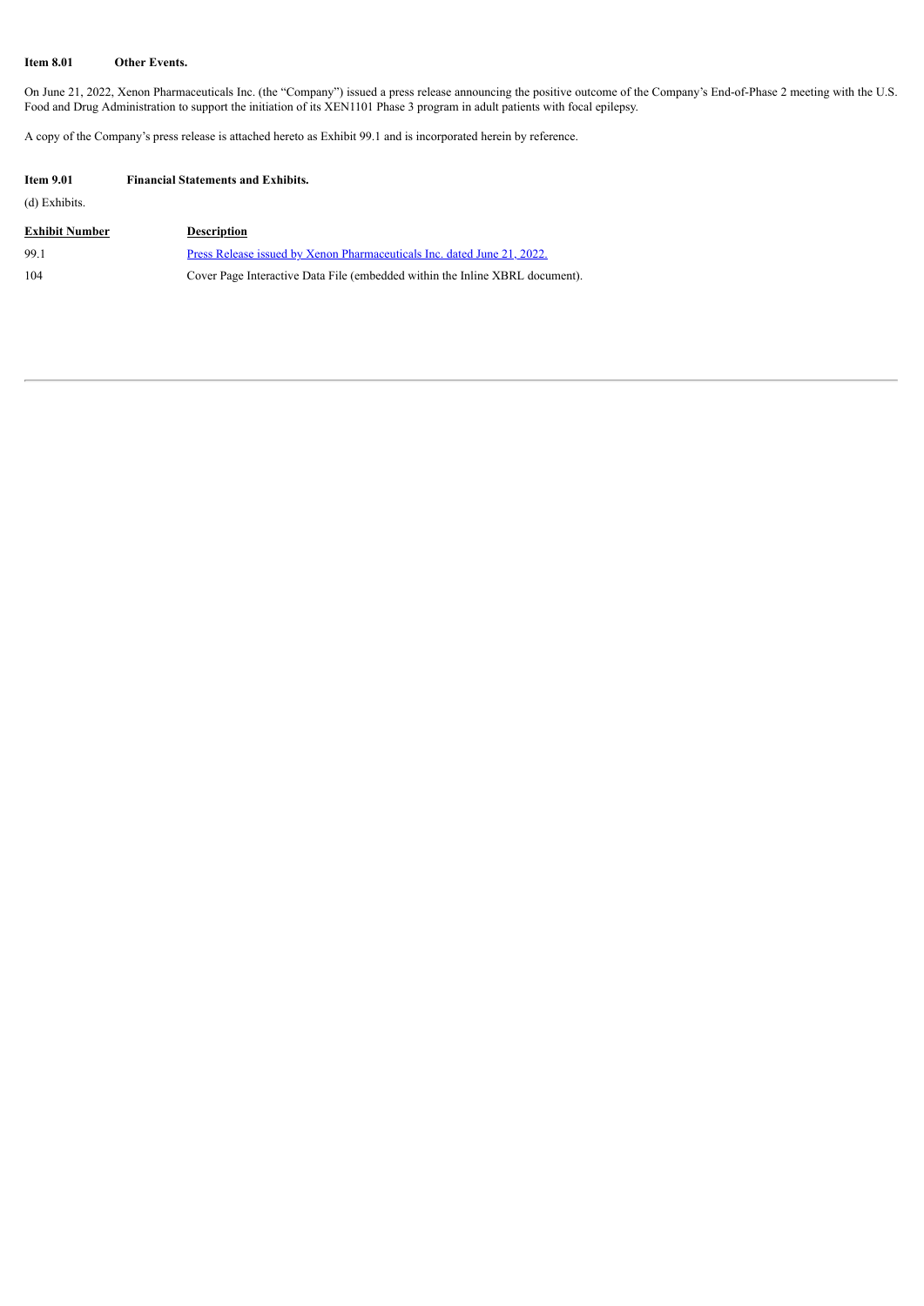**Item 8.01 Other Events.**

On June 21, 2022, Xenon Pharmaceuticals Inc. (the "Company") issued a press release announcing the positive outcome of the Company's End-of-Phase 2 meeting with the U.S. Food and Drug Administration to support the initiation of its XEN1101 Phase 3 program in adult patients with focal epilepsy.

A copy of the Company's press release is attached hereto as Exhibit 99.1 and is incorporated herein by reference.

**Item 9.01 Financial Statements and Exhibits.**

(d) Exhibits.

| Exhibit Number | Description |
|---|---|
| 99.1 | Press Release issued by Xenon Pharmaceuticals Inc. dated June 21, 2022. |
| 104 | Cover Page Interactive Data File (embedded within the Inline XBRL document). |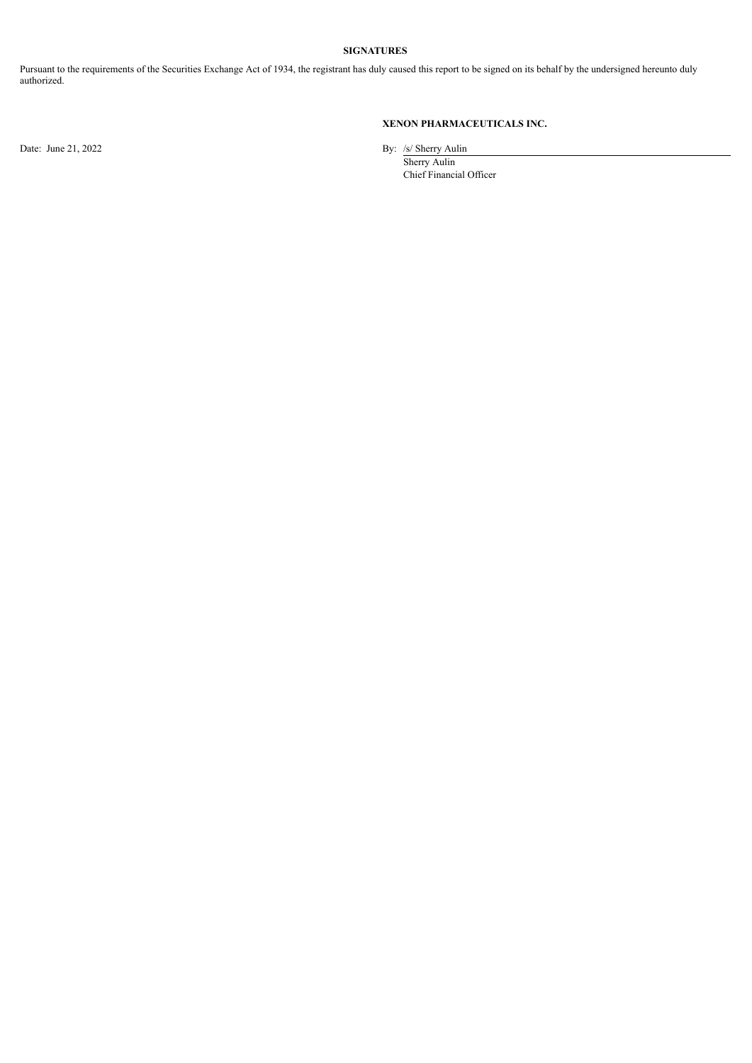**SIGNATURES**

Pursuant to the requirements of the Securities Exchange Act of 1934, the registrant has duly caused this report to be signed on its behalf by the undersigned hereunto duly authorized.

**XENON PHARMACEUTICALS INC.**

Date: June 21, 2022

By: /s/ Sherry Aulin
Sherry Aulin
Chief Financial Officer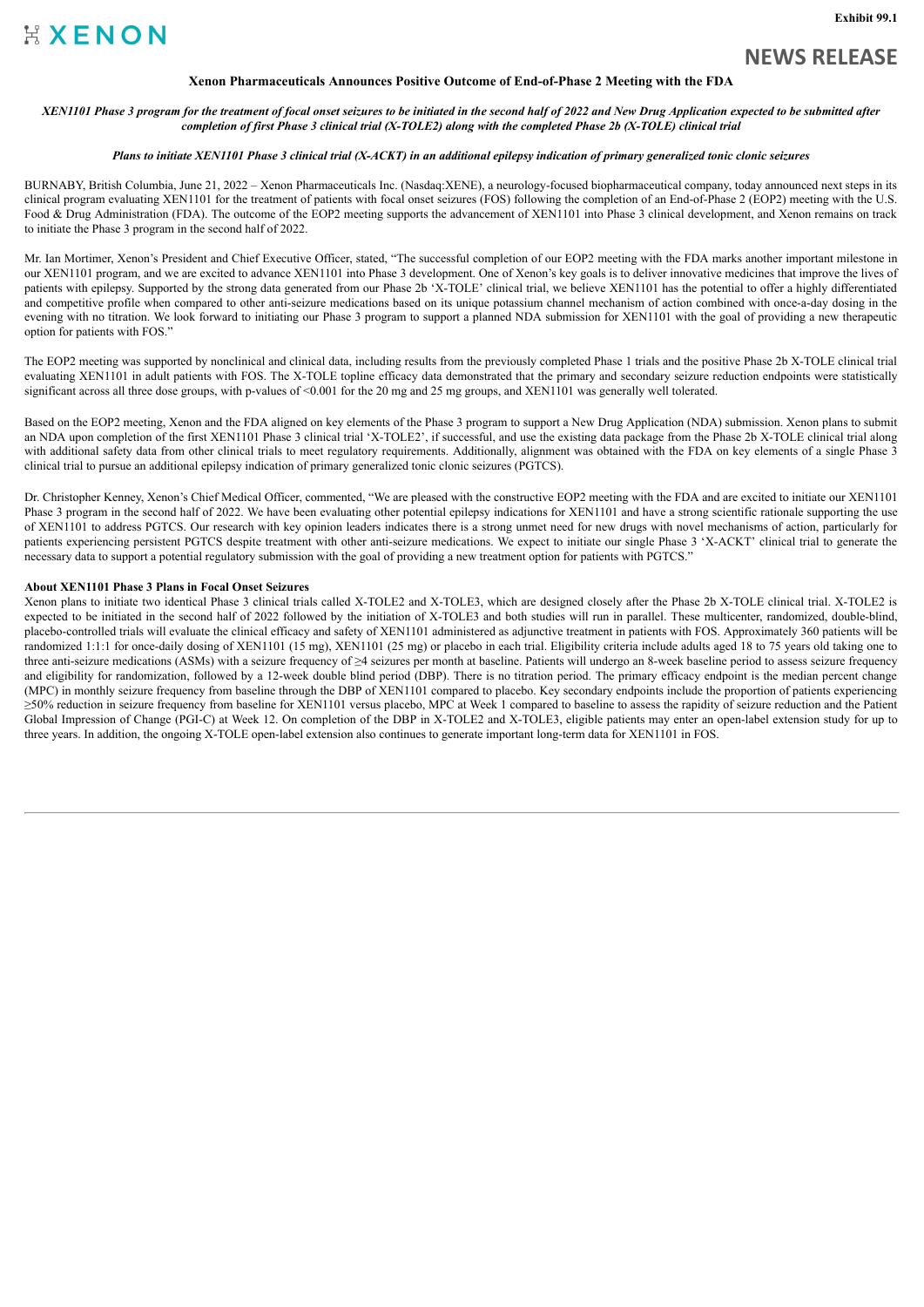Exhibit 99.1

XENON

# NEWS RELEASE

## Xenon Pharmaceuticals Announces Positive Outcome of End-of-Phase 2 Meeting with the FDA

*XEN1101 Phase 3 program for the treatment of focal onset seizures to be initiated in the second half of 2022 and New Drug Application expected to be submitted after completion of first Phase 3 clinical trial (X-TOLE2) along with the completed Phase 2b (X-TOLE) clinical trial*

*Plans to initiate XEN1101 Phase 3 clinical trial (X-ACKT) in an additional epilepsy indication of primary generalized tonic clonic seizures*

BURNABY, British Columbia, June 21, 2022 – Xenon Pharmaceuticals Inc. (Nasdaq:XENE), a neurology-focused biopharmaceutical company, today announced next steps in its clinical program evaluating XEN1101 for the treatment of patients with focal onset seizures (FOS) following the completion of an End-of-Phase 2 (EOP2) meeting with the U.S. Food & Drug Administration (FDA). The outcome of the EOP2 meeting supports the advancement of XEN1101 into Phase 3 clinical development, and Xenon remains on track to initiate the Phase 3 program in the second half of 2022.

Mr. Ian Mortimer, Xenon's President and Chief Executive Officer, stated, "The successful completion of our EOP2 meeting with the FDA marks another important milestone in our XEN1101 program, and we are excited to advance XEN1101 into Phase 3 development. One of Xenon's key goals is to deliver innovative medicines that improve the lives of patients with epilepsy. Supported by the strong data generated from our Phase 2b 'X-TOLE' clinical trial, we believe XEN1101 has the potential to offer a highly differentiated and competitive profile when compared to other anti-seizure medications based on its unique potassium channel mechanism of action combined with once-a-day dosing in the evening with no titration. We look forward to initiating our Phase 3 program to support a planned NDA submission for XEN1101 with the goal of providing a new therapeutic option for patients with FOS."

The EOP2 meeting was supported by nonclinical and clinical data, including results from the previously completed Phase 1 trials and the positive Phase 2b X-TOLE clinical trial evaluating XEN1101 in adult patients with FOS. The X-TOLE topline efficacy data demonstrated that the primary and secondary seizure reduction endpoints were statistically significant across all three dose groups, with p-values of <0.001 for the 20 mg and 25 mg groups, and XEN1101 was generally well tolerated.

Based on the EOP2 meeting, Xenon and the FDA aligned on key elements of the Phase 3 program to support a New Drug Application (NDA) submission. Xenon plans to submit an NDA upon completion of the first XEN1101 Phase 3 clinical trial 'X-TOLE2', if successful, and use the existing data package from the Phase 2b X-TOLE clinical trial along with additional safety data from other clinical trials to meet regulatory requirements. Additionally, alignment was obtained with the FDA on key elements of a single Phase 3 clinical trial to pursue an additional epilepsy indication of primary generalized tonic clonic seizures (PGTCS).

Dr. Christopher Kenney, Xenon's Chief Medical Officer, commented, "We are pleased with the constructive EOP2 meeting with the FDA and are excited to initiate our XEN1101 Phase 3 program in the second half of 2022. We have been evaluating other potential epilepsy indications for XEN1101 and have a strong scientific rationale supporting the use of XEN1101 to address PGTCS. Our research with key opinion leaders indicates there is a strong unmet need for new drugs with novel mechanisms of action, particularly for patients experiencing persistent PGTCS despite treatment with other anti-seizure medications. We expect to initiate our single Phase 3 'X-ACKT' clinical trial to generate the necessary data to support a potential regulatory submission with the goal of providing a new treatment option for patients with PGTCS."

### About XEN1101 Phase 3 Plans in Focal Onset Seizures

Xenon plans to initiate two identical Phase 3 clinical trials called X-TOLE2 and X-TOLE3, which are designed closely after the Phase 2b X-TOLE clinical trial. X-TOLE2 is expected to be initiated in the second half of 2022 followed by the initiation of X-TOLE3 and both studies will run in parallel. These multicenter, randomized, double-blind, placebo-controlled trials will evaluate the clinical efficacy and safety of XEN1101 administered as adjunctive treatment in patients with FOS. Approximately 360 patients will be randomized 1:1:1 for once-daily dosing of XEN1101 (15 mg), XEN1101 (25 mg) or placebo in each trial. Eligibility criteria include adults aged 18 to 75 years old taking one to three anti-seizure medications (ASMs) with a seizure frequency of ≥4 seizures per month at baseline. Patients will undergo an 8-week baseline period to assess seizure frequency and eligibility for randomization, followed by a 12-week double blind period (DBP). There is no titration period. The primary efficacy endpoint is the median percent change (MPC) in monthly seizure frequency from baseline through the DBP of XEN1101 compared to placebo. Key secondary endpoints include the proportion of patients experiencing ≥50% reduction in seizure frequency from baseline for XEN1101 versus placebo, MPC at Week 1 compared to baseline to assess the rapidity of seizure reduction and the Patient Global Impression of Change (PGI-C) at Week 12. On completion of the DBP in X-TOLE2 and X-TOLE3, eligible patients may enter an open-label extension study for up to three years. In addition, the ongoing X-TOLE open-label extension also continues to generate important long-term data for XEN1101 in FOS.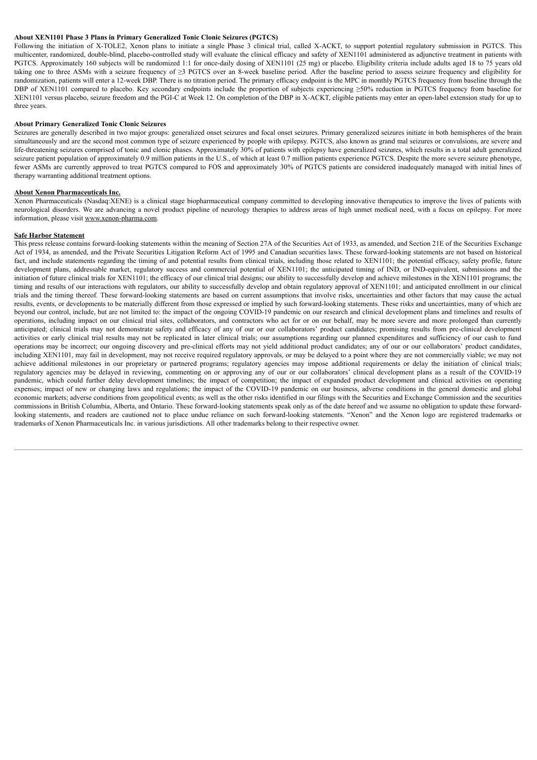**About XEN1101 Phase 3 Plans in Primary Generalized Tonic Clonic Seizures (PGTCS)**

Following the initiation of X-TOLE2, Xenon plans to initiate a single Phase 3 clinical trial, called X-ACKT, to support potential regulatory submission in PGTCS. This multicenter, randomized, double-blind, placebo-controlled study will evaluate the clinical efficacy and safety of XEN1101 administered as adjunctive treatment in patients with PGTCS. Approximately 160 subjects will be randomized 1:1 for once-daily dosing of XEN1101 (25 mg) or placebo. Eligibility criteria include adults aged 18 to 75 years old taking one to three ASMs with a seizure frequency of ≥3 PGTCS over an 8-week baseline period. After the baseline period to assess seizure frequency and eligibility for randomization, patients will enter a 12-week DBP. There is no titration period. The primary efficacy endpoint is the MPC in monthly PGTCS frequency from baseline through the DBP of XEN1101 compared to placebo. Key secondary endpoints include the proportion of subjects experiencing ≥50% reduction in PGTCS frequency from baseline for XEN1101 versus placebo, seizure freedom and the PGI-C at Week 12. On completion of the DBP in X-ACKT, eligible patients may enter an open-label extension study for up to three years.

**About Primary Generalized Tonic Clonic Seizures**

Seizures are generally described in two major groups: generalized onset seizures and focal onset seizures. Primary generalized seizures initiate in both hemispheres of the brain simultaneously and are the second most common type of seizure experienced by people with epilepsy. PGTCS, also known as grand mal seizures or convulsions, are severe and life-threatening seizures comprised of tonic and clonic phases. Approximately 30% of patients with epilepsy have generalized seizures, which results in a total adult generalized seizure patient population of approximately 0.9 million patients in the U.S., of which at least 0.7 million patients experience PGTCS. Despite the more severe seizure phenotype, fewer ASMs are currently approved to treat PGTCS compared to FOS and approximately 30% of PGTCS patients are considered inadequately managed with initial lines of therapy warranting additional treatment options.

**About Xenon Pharmaceuticals Inc.**

Xenon Pharmaceuticals (Nasdaq:XENE) is a clinical stage biopharmaceutical company committed to developing innovative therapeutics to improve the lives of patients with neurological disorders. We are advancing a novel product pipeline of neurology therapies to address areas of high unmet medical need, with a focus on epilepsy. For more information, please visit www.xenon-pharma.com.

**Safe Harbor Statement**

This press release contains forward-looking statements within the meaning of Section 27A of the Securities Act of 1933, as amended, and Section 21E of the Securities Exchange Act of 1934, as amended, and the Private Securities Litigation Reform Act of 1995 and Canadian securities laws. These forward-looking statements are not based on historical fact, and include statements regarding the timing of and potential results from clinical trials, including those related to XEN1101; the potential efficacy, safety profile, future development plans, addressable market, regulatory success and commercial potential of XEN1101; the anticipated timing of IND, or IND-equivalent, submissions and the initiation of future clinical trials for XEN1101; the efficacy of our clinical trial designs; our ability to successfully develop and achieve milestones in the XEN1101 programs; the timing and results of our interactions with regulators, our ability to successfully develop and obtain regulatory approval of XEN1101; and anticipated enrollment in our clinical trials and the timing thereof. These forward-looking statements are based on current assumptions that involve risks, uncertainties and other factors that may cause the actual results, events, or developments to be materially different from those expressed or implied by such forward-looking statements. These risks and uncertainties, many of which are beyond our control, include, but are not limited to: the impact of the ongoing COVID-19 pandemic on our research and clinical development plans and timelines and results of operations, including impact on our clinical trial sites, collaborators, and contractors who act for or on our behalf, may be more severe and more prolonged than currently anticipated; clinical trials may not demonstrate safety and efficacy of any of our or our collaborators' product candidates; promising results from pre-clinical development activities or early clinical trial results may not be replicated in later clinical trials; our assumptions regarding our planned expenditures and sufficiency of our cash to fund operations may be incorrect; our ongoing discovery and pre-clinical efforts may not yield additional product candidates; any of our or our collaborators' product candidates, including XEN1101, may fail in development, may not receive required regulatory approvals, or may be delayed to a point where they are not commercially viable; we may not achieve additional milestones in our proprietary or partnered programs; regulatory agencies may impose additional requirements or delay the initiation of clinical trials; regulatory agencies may be delayed in reviewing, commenting on or approving any of our or our collaborators' clinical development plans as a result of the COVID-19 pandemic, which could further delay development timelines; the impact of competition; the impact of expanded product development and clinical activities on operating expenses; impact of new or changing laws and regulations; the impact of the COVID-19 pandemic on our business, adverse conditions in the general domestic and global economic markets; adverse conditions from geopolitical events; as well as the other risks identified in our filings with the Securities and Exchange Commission and the securities commissions in British Columbia, Alberta, and Ontario. These forward-looking statements speak only as of the date hereof and we assume no obligation to update these forward-looking statements, and readers are cautioned not to place undue reliance on such forward-looking statements. "Xenon" and the Xenon logo are registered trademarks or trademarks of Xenon Pharmaceuticals Inc. in various jurisdictions. All other trademarks belong to their respective owner.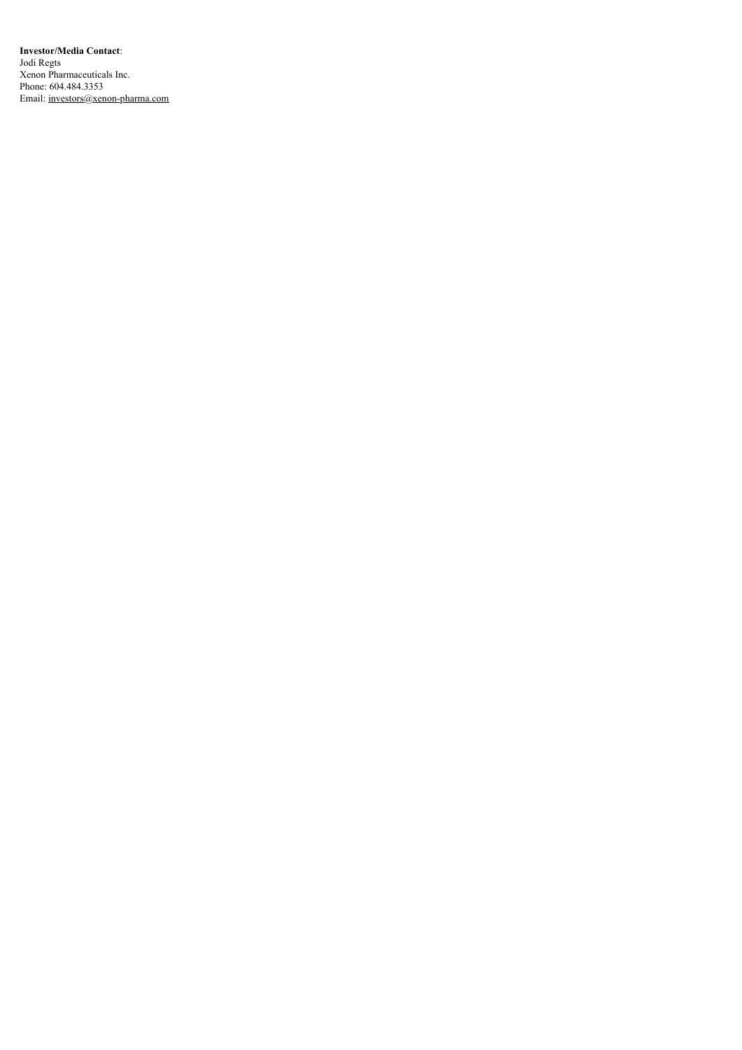**Investor/Media Contact**:
Jodi Regts
Xenon Pharmaceuticals Inc.
Phone: 604.484.3353
Email: investors@xenon-pharma.com